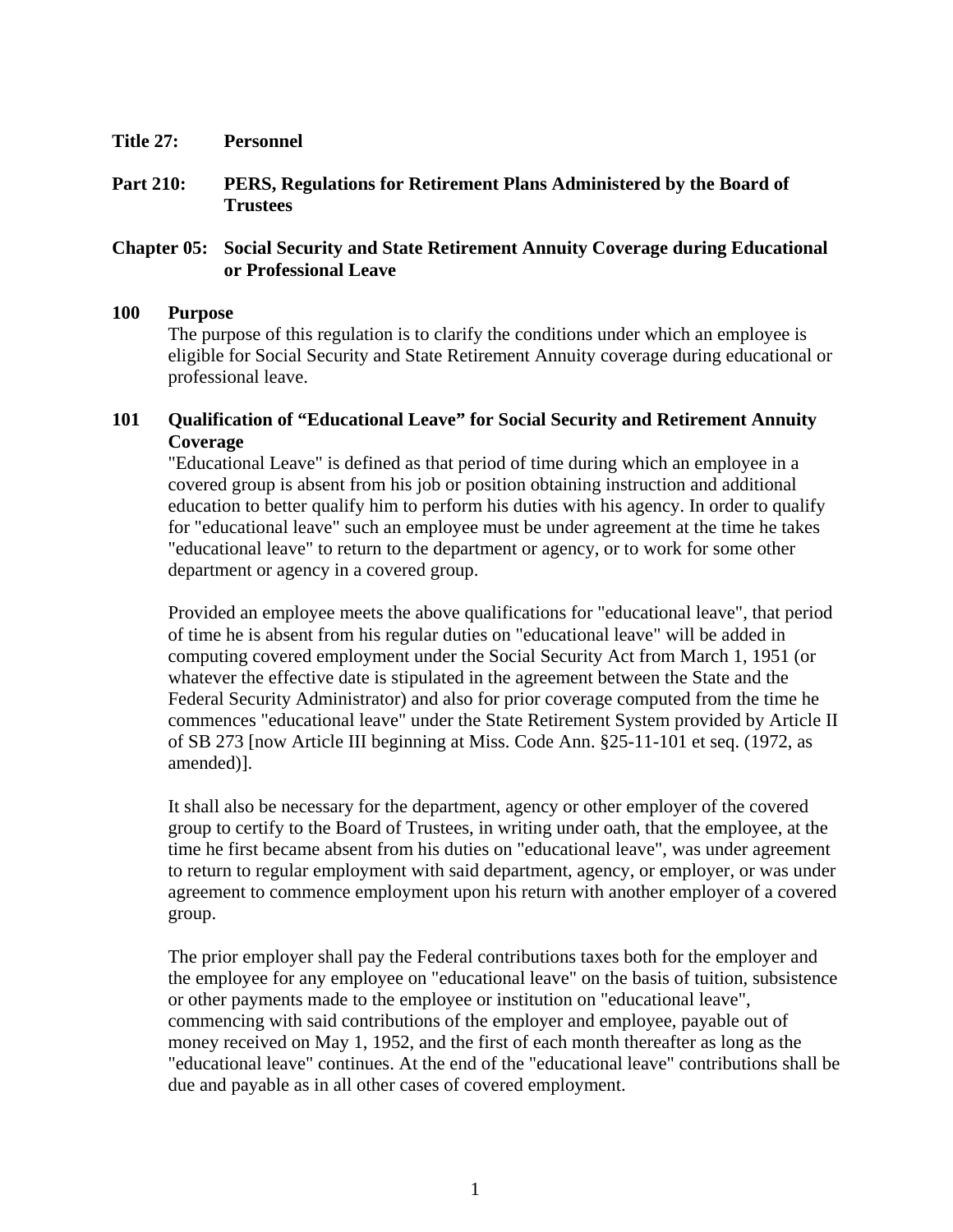**Title 27: Personnel**

**Part 210: PERS, Regulations for Retirement Plans Administered by the Board of Trustees**

**Chapter 05: Social Security and State Retirement Annuity Coverage during Educational or Professional Leave**

## 100 Purpose

The purpose of this regulation is to clarify the conditions under which an employee is eligible for Social Security and State Retirement Annuity coverage during educational or professional leave.

## 101 Qualification of "Educational Leave" for Social Security and Retirement Annuity Coverage

"Educational Leave" is defined as that period of time during which an employee in a covered group is absent from his job or position obtaining instruction and additional education to better qualify him to perform his duties with his agency. In order to qualify for "educational leave" such an employee must be under agreement at the time he takes "educational leave" to return to the department or agency, or to work for some other department or agency in a covered group.

Provided an employee meets the above qualifications for "educational leave", that period of time he is absent from his regular duties on "educational leave" will be added in computing covered employment under the Social Security Act from March 1, 1951 (or whatever the effective date is stipulated in the agreement between the State and the Federal Security Administrator) and also for prior coverage computed from the time he commences "educational leave" under the State Retirement System provided by Article II of SB 273 [now Article III beginning at Miss. Code Ann. §25-11-101 et seq. (1972, as amended)].

It shall also be necessary for the department, agency or other employer of the covered group to certify to the Board of Trustees, in writing under oath, that the employee, at the time he first became absent from his duties on "educational leave", was under agreement to return to regular employment with said department, agency, or employer, or was under agreement to commence employment upon his return with another employer of a covered group.

The prior employer shall pay the Federal contributions taxes both for the employer and the employee for any employee on "educational leave" on the basis of tuition, subsistence or other payments made to the employee or institution on "educational leave", commencing with said contributions of the employer and employee, payable out of money received on May 1, 1952, and the first of each month thereafter as long as the "educational leave" continues. At the end of the "educational leave" contributions shall be due and payable as in all other cases of covered employment.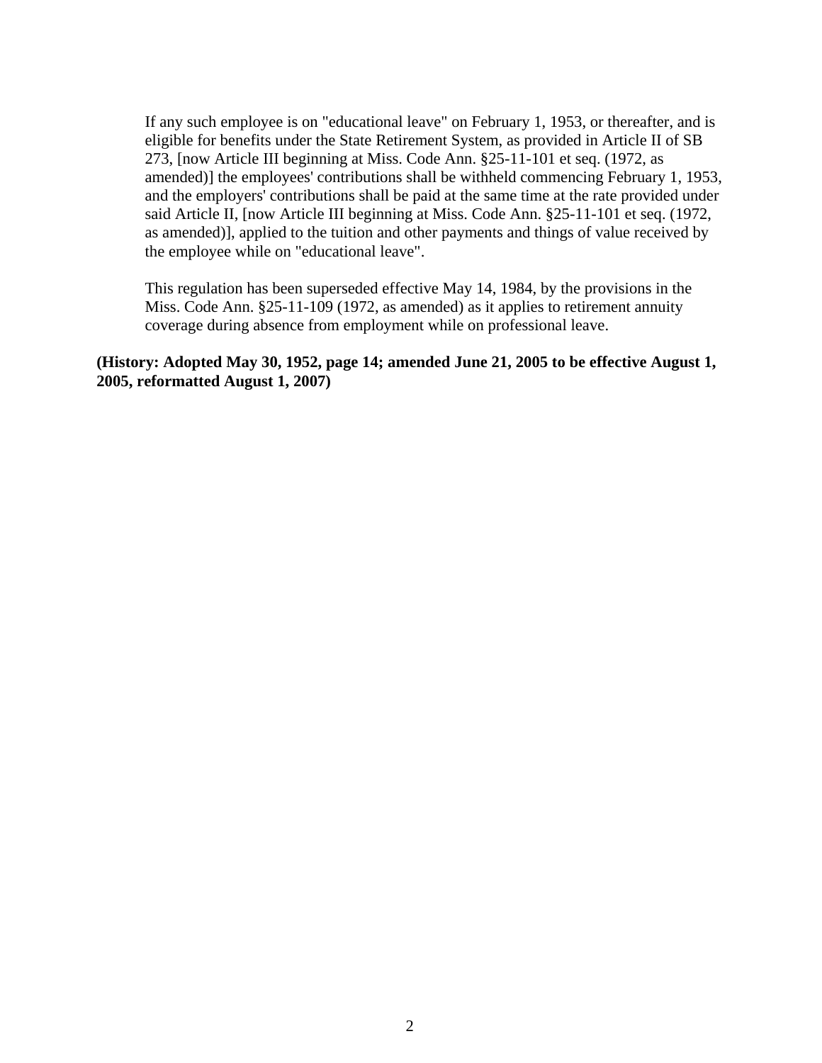If any such employee is on "educational leave" on February 1, 1953, or thereafter, and is eligible for benefits under the State Retirement System, as provided in Article II of SB 273, [now Article III beginning at Miss. Code Ann. §25-11-101 et seq. (1972, as amended)] the employees' contributions shall be withheld commencing February 1, 1953, and the employers' contributions shall be paid at the same time at the rate provided under said Article II, [now Article III beginning at Miss. Code Ann. §25-11-101 et seq. (1972, as amended)], applied to the tuition and other payments and things of value received by the employee while on "educational leave".

This regulation has been superseded effective May 14, 1984, by the provisions in the Miss. Code Ann. §25-11-109 (1972, as amended) as it applies to retirement annuity coverage during absence from employment while on professional leave.

**(History: Adopted May 30, 1952, page 14; amended June 21, 2005 to be effective August 1, 2005, reformatted August 1, 2007)**